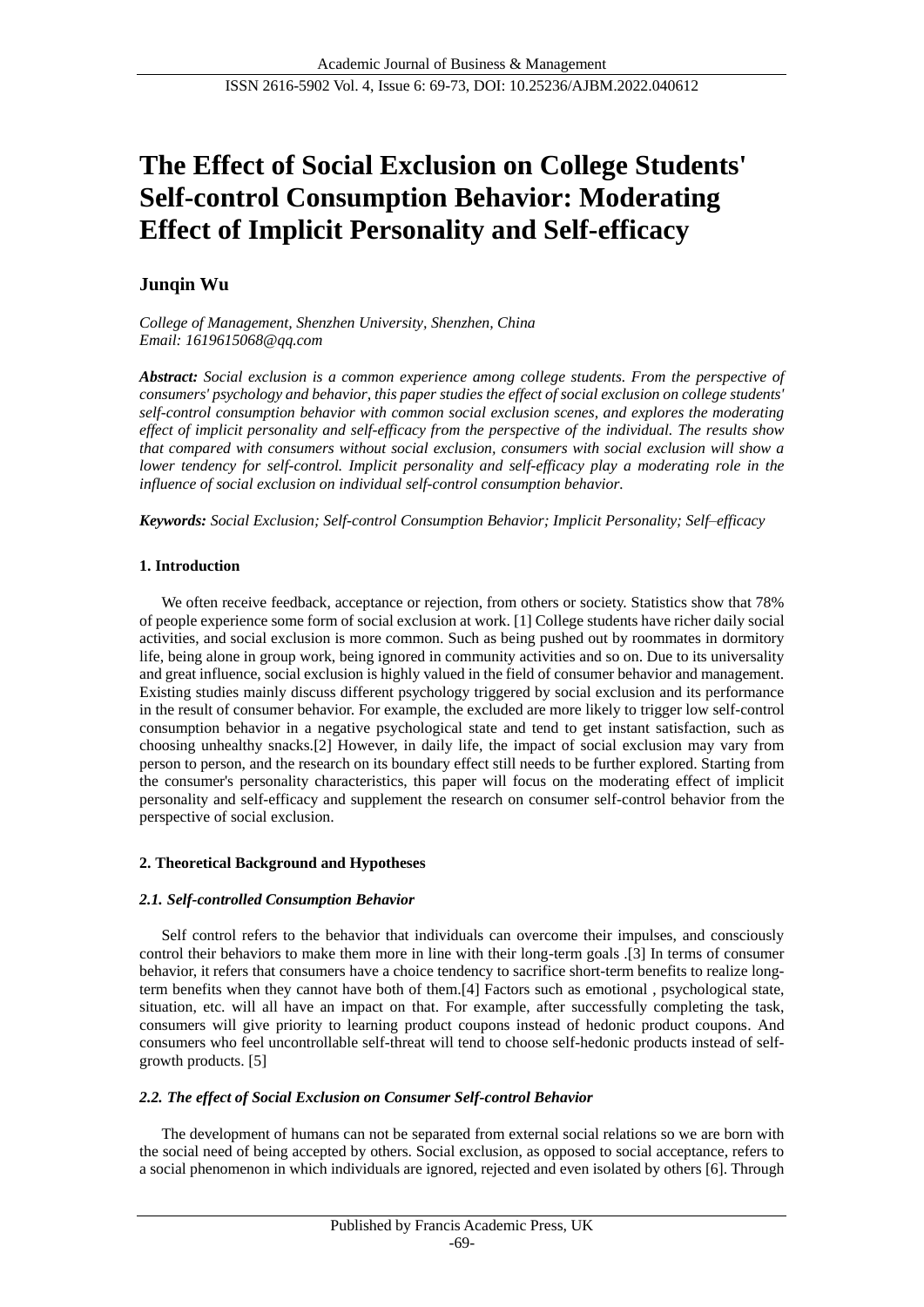# The Effect of Social Exclusion on College Students' Self-control Consumption Behavior: Moderating Effect of Implicit Personality and Self-efficacy

**Junqin Wu**

*College of Management, Shenzhen University, Shenzhen, China*
*Email: 1619615068@qq.com*

***Abstract:*** *Social exclusion is a common experience among college students. From the perspective of consumers' psychology and behavior, this paper studies the effect of social exclusion on college students' self-control consumption behavior with common social exclusion scenes, and explores the moderating effect of implicit personality and self-efficacy from the perspective of the individual. The results show that compared with consumers without social exclusion, consumers with social exclusion will show a lower tendency for self-control. Implicit personality and self-efficacy play a moderating role in the influence of social exclusion on individual self-control consumption behavior.*

***Keywords:*** *Social Exclusion; Self-control Consumption Behavior; Implicit Personality; Self–efficacy*

## 1. Introduction

We often receive feedback, acceptance or rejection, from others or society. Statistics show that 78% of people experience some form of social exclusion at work. [1] College students have richer daily social activities, and social exclusion is more common. Such as being pushed out by roommates in dormitory life, being alone in group work, being ignored in community activities and so on. Due to its universality and great influence, social exclusion is highly valued in the field of consumer behavior and management. Existing studies mainly discuss different psychology triggered by social exclusion and its performance in the result of consumer behavior. For example, the excluded are more likely to trigger low self-control consumption behavior in a negative psychological state and tend to get instant satisfaction, such as choosing unhealthy snacks.[2] However, in daily life, the impact of social exclusion may vary from person to person, and the research on its boundary effect still needs to be further explored. Starting from the consumer's personality characteristics, this paper will focus on the moderating effect of implicit personality and self-efficacy and supplement the research on consumer self-control behavior from the perspective of social exclusion.

## 2. Theoretical Background and Hypotheses

### *2.1. Self-controlled Consumption Behavior*

Self control refers to the behavior that individuals can overcome their impulses, and consciously control their behaviors to make them more in line with their long-term goals .[3] In terms of consumer behavior, it refers that consumers have a choice tendency to sacrifice short-term benefits to realize long-term benefits when they cannot have both of them.[4] Factors such as emotional , psychological state, situation, etc. will all have an impact on that. For example, after successfully completing the task, consumers will give priority to learning product coupons instead of hedonic product coupons. And consumers who feel uncontrollable self-threat will tend to choose self-hedonic products instead of self-growth products. [5]

### *2.2. The effect of Social Exclusion on Consumer Self-control Behavior*

The development of humans can not be separated from external social relations so we are born with the social need of being accepted by others. Social exclusion, as opposed to social acceptance, refers to a social phenomenon in which individuals are ignored, rejected and even isolated by others [6]. Through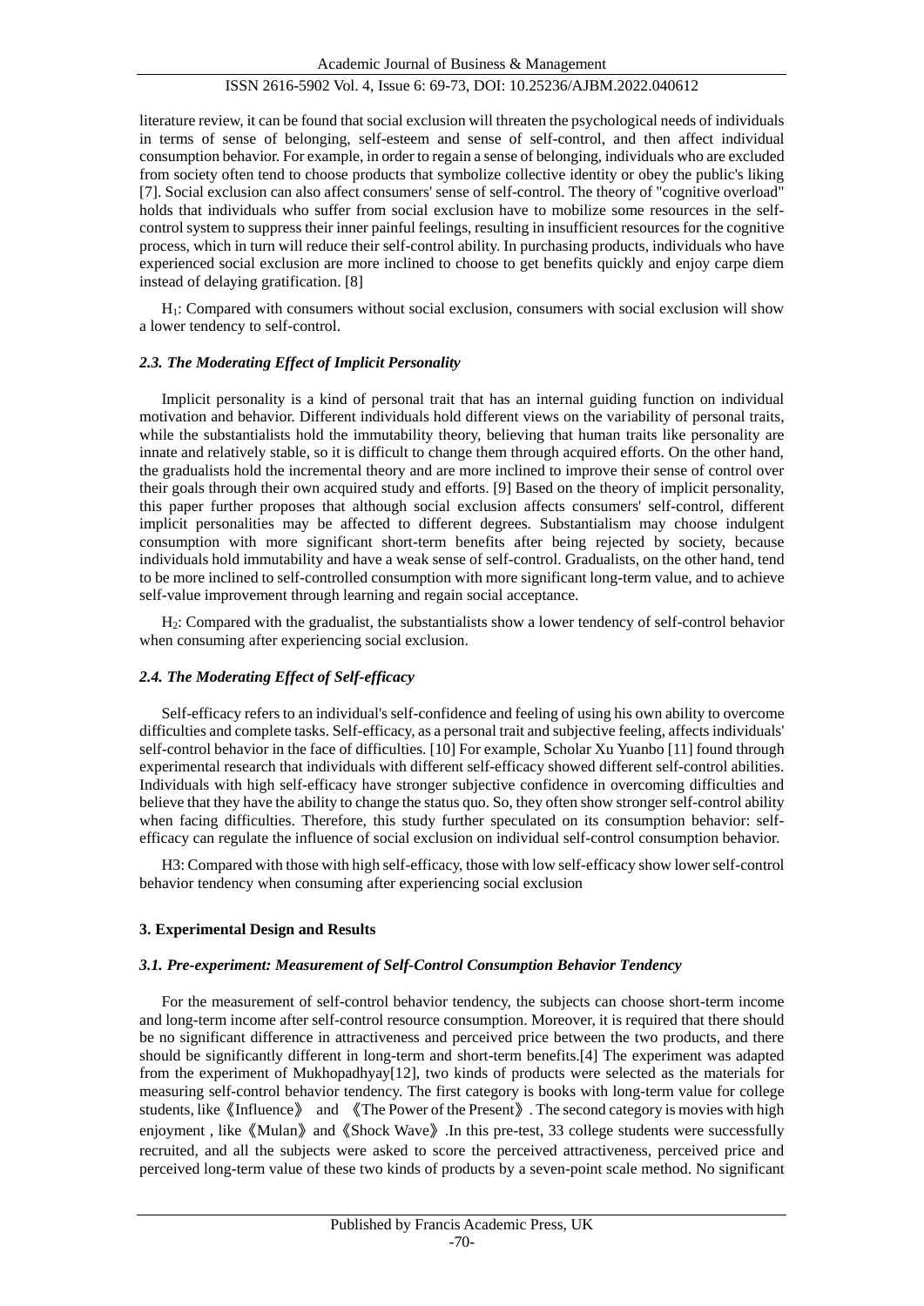literature review, it can be found that social exclusion will threaten the psychological needs of individuals in terms of sense of belonging, self-esteem and sense of self-control, and then affect individual consumption behavior. For example, in order to regain a sense of belonging, individuals who are excluded from society often tend to choose products that symbolize collective identity or obey the public's liking [7]. Social exclusion can also affect consumers' sense of self-control. The theory of "cognitive overload" holds that individuals who suffer from social exclusion have to mobilize some resources in the self-control system to suppress their inner painful feelings, resulting in insufficient resources for the cognitive process, which in turn will reduce their self-control ability. In purchasing products, individuals who have experienced social exclusion are more inclined to choose to get benefits quickly and enjoy carpe diem instead of delaying gratification. [8]

$H_1$: Compared with consumers without social exclusion, consumers with social exclusion will show a lower tendency to self-control.

### *2.3. The Moderating Effect of Implicit Personality*

Implicit personality is a kind of personal trait that has an internal guiding function on individual motivation and behavior. Different individuals hold different views on the variability of personal traits, while the substantialists hold the immutability theory, believing that human traits like personality are innate and relatively stable, so it is difficult to change them through acquired efforts. On the other hand, the gradualists hold the incremental theory and are more inclined to improve their sense of control over their goals through their own acquired study and efforts. [9] Based on the theory of implicit personality, this paper further proposes that although social exclusion affects consumers' self-control, different implicit personalities may be affected to different degrees. Substantialism may choose indulgent consumption with more significant short-term benefits after being rejected by society, because individuals hold immutability and have a weak sense of self-control. Gradualists, on the other hand, tend to be more inclined to self-controlled consumption with more significant long-term value, and to achieve self-value improvement through learning and regain social acceptance.

$H_2$: Compared with the gradualist, the substantialists show a lower tendency of self-control behavior when consuming after experiencing social exclusion.

### *2.4. The Moderating Effect of Self-efficacy*

Self-efficacy refers to an individual's self-confidence and feeling of using his own ability to overcome difficulties and complete tasks. Self-efficacy, as a personal trait and subjective feeling, affects individuals' self-control behavior in the face of difficulties. [10] For example, Scholar Xu Yuanbo [11] found through experimental research that individuals with different self-efficacy showed different self-control abilities. Individuals with high self-efficacy have stronger subjective confidence in overcoming difficulties and believe that they have the ability to change the status quo. So, they often show stronger self-control ability when facing difficulties. Therefore, this study further speculated on its consumption behavior: self-efficacy can regulate the influence of social exclusion on individual self-control consumption behavior.

H3: Compared with those with high self-efficacy, those with low self-efficacy show lower self-control behavior tendency when consuming after experiencing social exclusion

## 3. Experimental Design and Results

### *3.1. Pre-experiment: Measurement of Self-Control Consumption Behavior Tendency*

For the measurement of self-control behavior tendency, the subjects can choose short-term income and long-term income after self-control resource consumption. Moreover, it is required that there should be no significant difference in attractiveness and perceived price between the two products, and there should be significantly different in long-term and short-term benefits.[4] The experiment was adapted from the experiment of Mukhopadhyay[12], two kinds of products were selected as the materials for measuring self-control behavior tendency. The first category is books with long-term value for college students, like《Influence》 and 《The Power of the Present》. The second category is movies with high enjoyment , like《Mulan》and《Shock Wave》.In this pre-test, 33 college students were successfully recruited, and all the subjects were asked to score the perceived attractiveness, perceived price and perceived long-term value of these two kinds of products by a seven-point scale method. No significant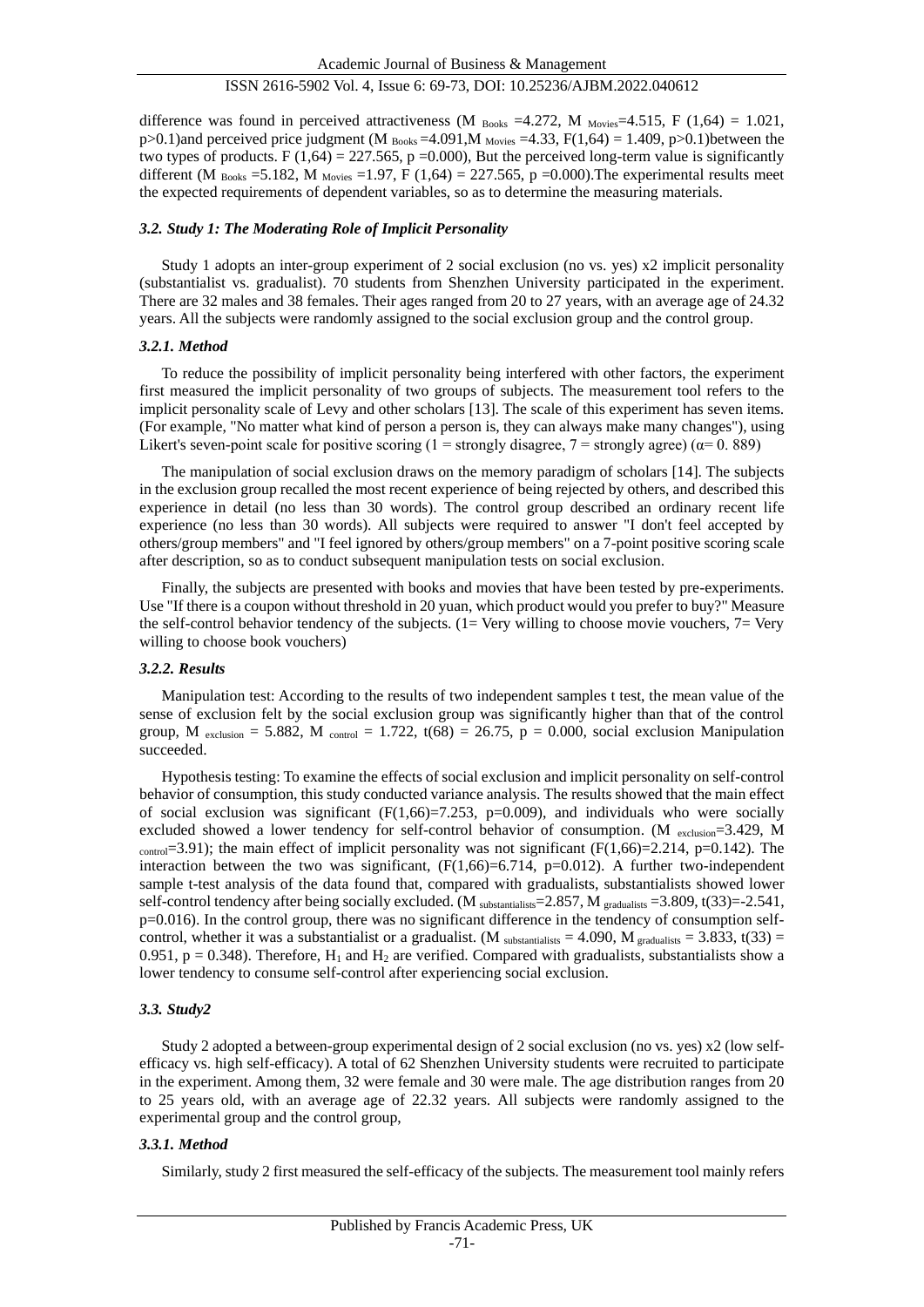difference was found in perceived attractiveness ($M_{Books}$ =4.272, $M_{Movies}$=4.515, $F(1,64) = 1.021$, $p>0.1$)and perceived price judgment ($M_{Books}$ =4.091,$M_{Movies}$ =4.33, $F(1,64) = 1.409$, $p>0.1$)between the two types of products. $F(1,64) = 227.565$, $p = 0.000$), But the perceived long-term value is significantly different ($M_{Books}$ =5.182, $M_{Movies}$ =1.97, $F(1,64) = 227.565$, $p = 0.000$).The experimental results meet the expected requirements of dependent variables, so as to determine the measuring materials.

### *3.2. Study 1: The Moderating Role of Implicit Personality*

Study 1 adopts an inter-group experiment of 2 social exclusion (no vs. yes) x2 implicit personality (substantialist vs. gradualist). 70 students from Shenzhen University participated in the experiment. There are 32 males and 38 females. Their ages ranged from 20 to 27 years, with an average age of 24.32 years. All the subjects were randomly assigned to the social exclusion group and the control group.

#### *3.2.1. Method*

To reduce the possibility of implicit personality being interfered with other factors, the experiment first measured the implicit personality of two groups of subjects. The measurement tool refers to the implicit personality scale of Levy and other scholars [13]. The scale of this experiment has seven items. (For example, "No matter what kind of person a person is, they can always make many changes"), using Likert's seven-point scale for positive scoring (1 = strongly disagree, 7 = strongly agree) ($\alpha$= 0. 889)

The manipulation of social exclusion draws on the memory paradigm of scholars [14]. The subjects in the exclusion group recalled the most recent experience of being rejected by others, and described this experience in detail (no less than 30 words). The control group described an ordinary recent life experience (no less than 30 words). All subjects were required to answer "I don't feel accepted by others/group members" and "I feel ignored by others/group members" on a 7-point positive scoring scale after description, so as to conduct subsequent manipulation tests on social exclusion.

Finally, the subjects are presented with books and movies that have been tested by pre-experiments. Use "If there is a coupon without threshold in 20 yuan, which product would you prefer to buy?" Measure the self-control behavior tendency of the subjects. (1= Very willing to choose movie vouchers, 7= Very willing to choose book vouchers)

#### *3.2.2. Results*

Manipulation test: According to the results of two independent samples t test, the mean value of the sense of exclusion felt by the social exclusion group was significantly higher than that of the control group, $M_{exclusion}$ = 5.882, $M_{control}$ = 1.722, $t(68) = 26.75$, $p = 0.000$, social exclusion Manipulation succeeded.

Hypothesis testing: To examine the effects of social exclusion and implicit personality on self-control behavior of consumption, this study conducted variance analysis. The results showed that the main effect of social exclusion was significant ($F(1,66)=7.253$, $p=0.009$), and individuals who were socially excluded showed a lower tendency for self-control behavior of consumption. ($M_{exclusion}$=3.429, $M_{control}$=3.91); the main effect of implicit personality was not significant ($F(1,66)=2.214$, $p=0.142$). The interaction between the two was significant, ($F(1,66)=6.714$, $p=0.012$). A further two-independent sample t-test analysis of the data found that, compared with gradualists, substantialists showed lower self-control tendency after being socially excluded. ($M_{substantialists}$=2.857, $M_{gradualists}$ =3.809, $t(33)=-2.541$, $p=0.016$). In the control group, there was no significant difference in the tendency of consumption self-control, whether it was a substantialist or a gradualist. ($M_{substantialists}$ = 4.090, $M_{gradualists}$ = 3.833, $t(33)$ = 0.951, $p = 0.348$). Therefore, $H_1$ and $H_2$ are verified. Compared with gradualists, substantialists show a lower tendency to consume self-control after experiencing social exclusion.

### *3.3. Study2*

Study 2 adopted a between-group experimental design of 2 social exclusion (no vs. yes) x2 (low self-efficacy vs. high self-efficacy). A total of 62 Shenzhen University students were recruited to participate in the experiment. Among them, 32 were female and 30 were male. The age distribution ranges from 20 to 25 years old, with an average age of 22.32 years. All subjects were randomly assigned to the experimental group and the control group,

#### *3.3.1. Method*

Similarly, study 2 first measured the self-efficacy of the subjects. The measurement tool mainly refers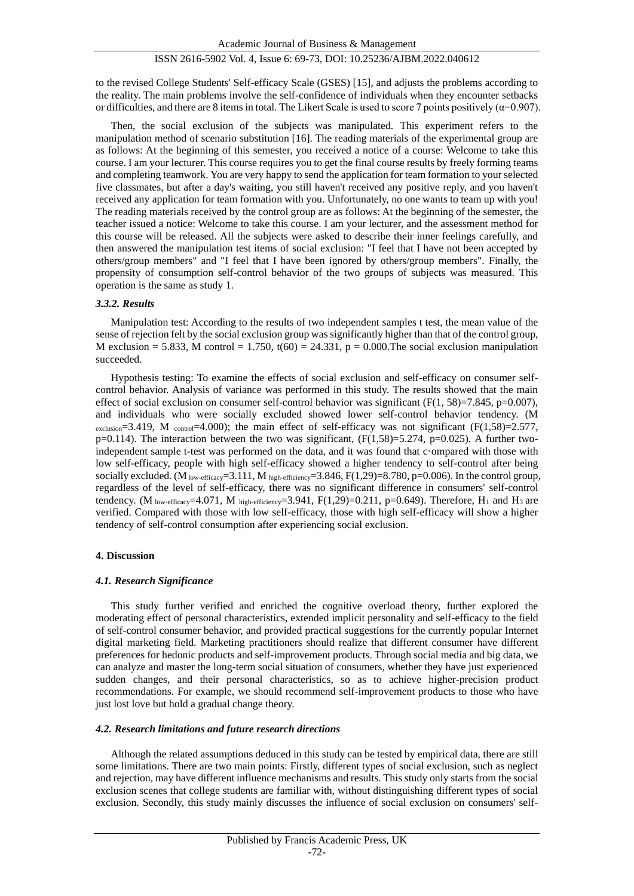to the revised College Students' Self-efficacy Scale (GSES) [15], and adjusts the problems according to the reality. The main problems involve the self-confidence of individuals when they encounter setbacks or difficulties, and there are 8 items in total. The Likert Scale is used to score 7 points positively ($\alpha$=0.907).

Then, the social exclusion of the subjects was manipulated. This experiment refers to the manipulation method of scenario substitution [16]. The reading materials of the experimental group are as follows: At the beginning of this semester, you received a notice of a course: Welcome to take this course. I am your lecturer. This course requires you to get the final course results by freely forming teams and completing teamwork. You are very happy to send the application for team formation to your selected five classmates, but after a day's waiting, you still haven't received any positive reply, and you haven't received any application for team formation with you. Unfortunately, no one wants to team up with you! The reading materials received by the control group are as follows: At the beginning of the semester, the teacher issued a notice: Welcome to take this course. I am your lecturer, and the assessment method for this course will be released. All the subjects were asked to describe their inner feelings carefully, and then answered the manipulation test items of social exclusion: "I feel that I have not been accepted by others/group members" and "I feel that I have been ignored by others/group members". Finally, the propensity of consumption self-control behavior of the two groups of subjects was measured. This operation is the same as study 1.

#### *3.3.2. Results*

Manipulation test: According to the results of two independent samples t test, the mean value of the sense of rejection felt by the social exclusion group was significantly higher than that of the control group, M exclusion = 5.833, M control = 1.750, $t(60)$ = 24.331, $p$ = 0.000.The social exclusion manipulation succeeded.

Hypothesis testing: To examine the effects of social exclusion and self-efficacy on consumer self-control behavior. Analysis of variance was performed in this study. The results showed that the main effect of social exclusion on consumer self-control behavior was significant ($F(1, 58)$=7.845, $p$=0.007), and individuals who were socially excluded showed lower self-control behavior tendency. ($M_{exclusion}$=3.419, $M_{control}$=4.000); the main effect of self-efficacy was not significant ($F(1,58)$=2.577, $p$=0.114). The interaction between the two was significant, ($F(1,58)$=5.274, $p$=0.025). A further two-independent sample t-test was performed on the data, and it was found that c·ompared with those with low self-efficacy, people with high self-efficacy showed a higher tendency to self-control after being socially excluded. ($M_{low\text{-}efficacy}$=3.111, $M_{high\text{-}efficiency}$=3.846, $F(1,29)$=8.780, $p$=0.006). In the control group, regardless of the level of self-efficacy, there was no significant difference in consumers' self-control tendency. ($M_{low\text{-}efficacy}$=4.071, $M_{high\text{-}efficiency}$=3.941, $F(1,29)$=0.211, $p$=0.649). Therefore, $H_1$ and $H_3$ are verified. Compared with those with low self-efficacy, those with high self-efficacy will show a higher tendency of self-control consumption after experiencing social exclusion.

## 4. Discussion

### *4.1. Research Significance*

This study further verified and enriched the cognitive overload theory, further explored the moderating effect of personal characteristics, extended implicit personality and self-efficacy to the field of self-control consumer behavior, and provided practical suggestions for the currently popular Internet digital marketing field. Marketing practitioners should realize that different consumer have different preferences for hedonic products and self-improvement products. Through social media and big data, we can analyze and master the long-term social situation of consumers, whether they have just experienced sudden changes, and their personal characteristics, so as to achieve higher-precision product recommendations. For example, we should recommend self-improvement products to those who have just lost love but hold a gradual change theory.

### *4.2. Research limitations and future research directions*

Although the related assumptions deduced in this study can be tested by empirical data, there are still some limitations. There are two main points: Firstly, different types of social exclusion, such as neglect and rejection, may have different influence mechanisms and results. This study only starts from the social exclusion scenes that college students are familiar with, without distinguishing different types of social exclusion. Secondly, this study mainly discusses the influence of social exclusion on consumers' self-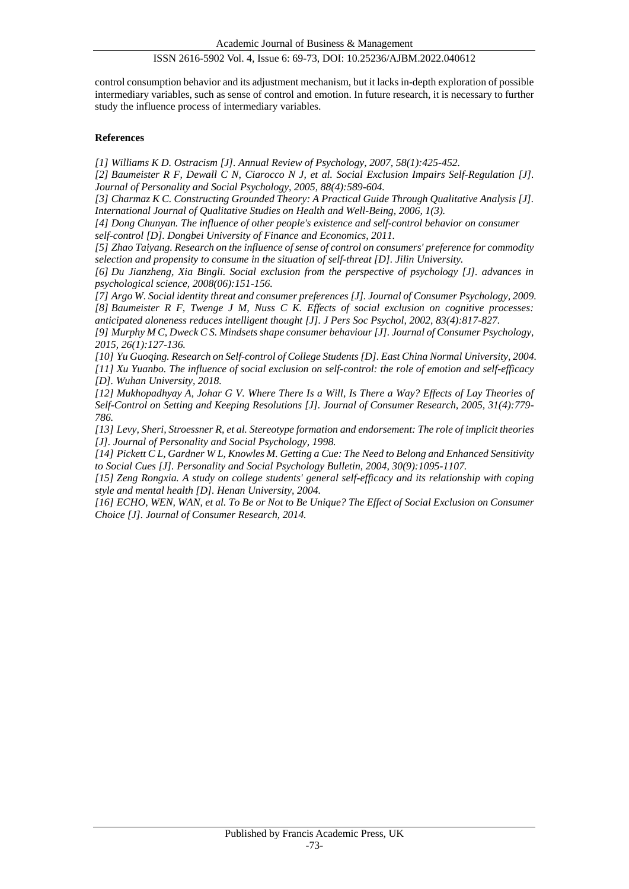control consumption behavior and its adjustment mechanism, but it lacks in-depth exploration of possible intermediary variables, such as sense of control and emotion. In future research, it is necessary to further study the influence process of intermediary variables.

## References

*[1] Williams K D. Ostracism [J]. Annual Review of Psychology, 2007, 58(1):425-452.*

*[2] Baumeister R F, Dewall C N, Ciarocco N J, et al. Social Exclusion Impairs Self-Regulation [J]. Journal of Personality and Social Psychology, 2005, 88(4):589-604.*

*[3] Charmaz K C. Constructing Grounded Theory: A Practical Guide Through Qualitative Analysis [J]. International Journal of Qualitative Studies on Health and Well-Being, 2006, 1(3).*

*[4] Dong Chunyan. The influence of other people's existence and self-control behavior on consumer self-control [D]. Dongbei University of Finance and Economics, 2011.*

*[5] Zhao Taiyang. Research on the influence of sense of control on consumers' preference for commodity selection and propensity to consume in the situation of self-threat [D]. Jilin University.*

*[6] Du Jianzheng, Xia Bingli. Social exclusion from the perspective of psychology [J]. advances in psychological science, 2008(06):151-156.*

*[7] Argo W. Social identity threat and consumer preferences [J]. Journal of Consumer Psychology, 2009.*

*[8] Baumeister R F, Twenge J M, Nuss C K. Effects of social exclusion on cognitive processes: anticipated aloneness reduces intelligent thought [J]. J Pers Soc Psychol, 2002, 83(4):817-827.*

*[9] Murphy M C, Dweck C S. Mindsets shape consumer behaviour [J]. Journal of Consumer Psychology, 2015, 26(1):127-136.*

*[10] Yu Guoqing. Research on Self-control of College Students [D]. East China Normal University, 2004.*

*[11] Xu Yuanbo. The influence of social exclusion on self-control: the role of emotion and self-efficacy [D]. Wuhan University, 2018.*

*[12] Mukhopadhyay A, Johar G V. Where There Is a Will, Is There a Way? Effects of Lay Theories of Self-Control on Setting and Keeping Resolutions [J]. Journal of Consumer Research, 2005, 31(4):779-786.*

*[13] Levy, Sheri, Stroessner R, et al. Stereotype formation and endorsement: The role of implicit theories [J]. Journal of Personality and Social Psychology, 1998.*

*[14] Pickett C L, Gardner W L, Knowles M. Getting a Cue: The Need to Belong and Enhanced Sensitivity to Social Cues [J]. Personality and Social Psychology Bulletin, 2004, 30(9):1095-1107.*

*[15] Zeng Rongxia. A study on college students' general self-efficacy and its relationship with coping style and mental health [D]. Henan University, 2004.*

*[16] ECHO, WEN, WAN, et al. To Be or Not to Be Unique? The Effect of Social Exclusion on Consumer Choice [J]. Journal of Consumer Research, 2014.*